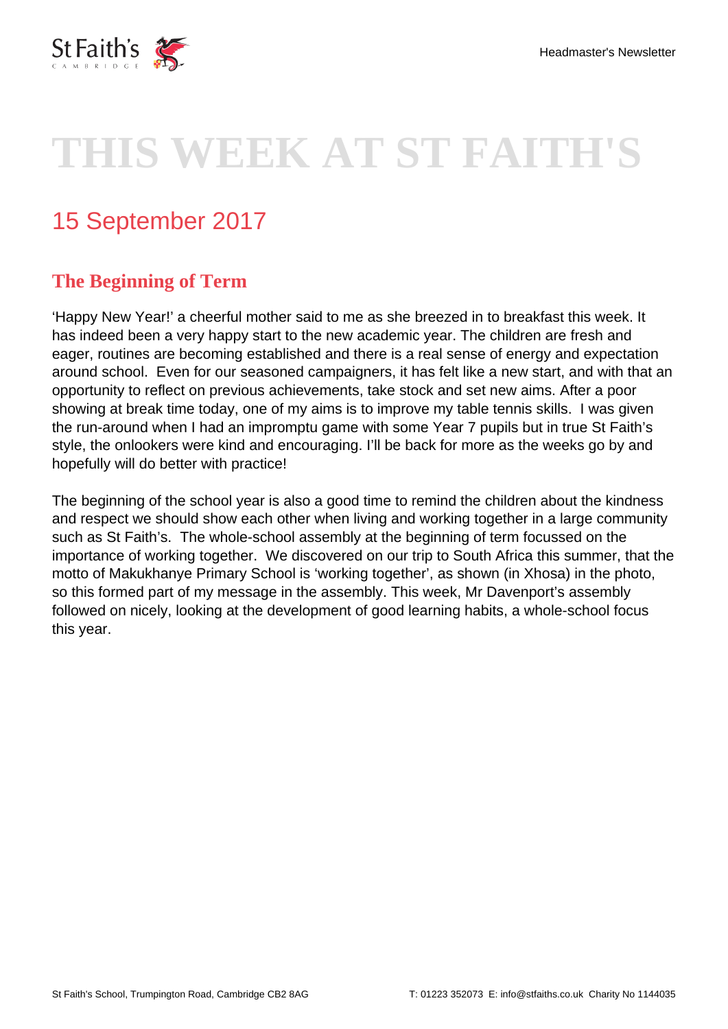# THIS WEEK AT ST FAITH'S

## 15 September 2017

### The Beginning of Term

'Happy New Year!' a cheerful mother said to me as she breezed in to breakfast this week. It has indeed been a very happy start to the new academic year. The children are fresh and eager, routines are becoming established and there is a real sense of energy and expectation around school. Even for our seasoned campaigners, it has felt like a new start, and with that an opportunity to reflect on previous achievements, take stock and set new aims. After a poor showing at break time today, one of my aims is to improve my table tennis skills. I was given the run-around when I had an impromptu game with some Year 7 pupils but in true St Faith's style, the onlookers were kind and encouraging. I'll be back for more as the weeks go by and hopefully will do better with practice!

The beginning of the school year is also a good time to remind the children about the kindness and respect we should show each other when living and working together in a large community such as St Faith's. The whole-school assembly at the beginning of term focussed on the importance of working together. We discovered on our trip to South Africa this summer, that the motto of Makukhanye Primary School is 'working together', as shown (in Xhosa) in the photo, so this formed part of my message in the assembly. This week, Mr Davenport's assembly followed on nicely, looking at the development of good learning habits, a whole-school focus this year.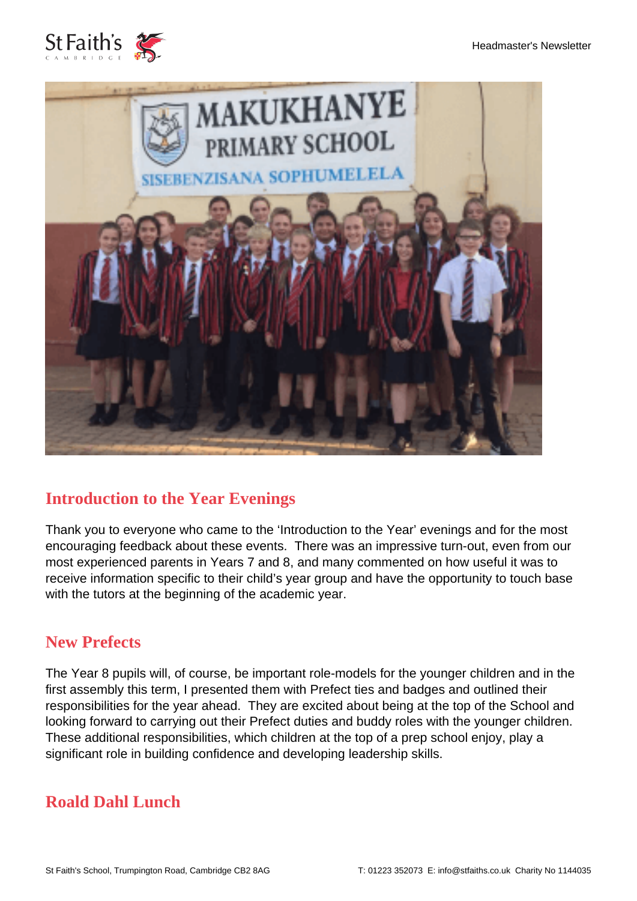## Introduction to the Year Evenings

Thank you to everyone who came to the 'Introduction to the Year' evenings and for the most encouraging feedback about these events. There was an impressive turn-out, even from our most experienced parents in Years 7 and 8, and many commented on how useful it was to receive information specific to their child's year group and have the opportunity to touch base with the tutors at the beginning of the academic year.

## New Prefects

The Year 8 pupils will, of course, be important role-models for the younger children and in the first assembly this term, I presented them with Prefect ties and badges and outlined their responsibilities for the year ahead. They are excited about being at the top of the School and looking forward to carrying out their Prefect duties and buddy roles with the younger children. These additional responsibilities, which children at the top of a prep school enjoy, play a significant role in building confidence and developing leadership skills.

## Roald Dahl Lunch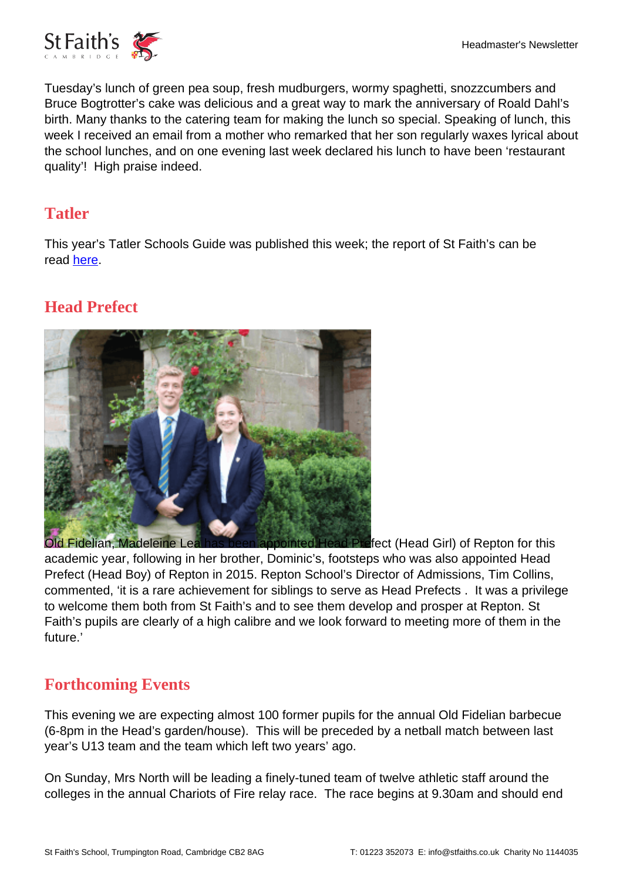Tuesday's lunch of green pea soup, fresh mudburgers, wormy spaghetti, snozzcumbers and Bruce Bogtrotter's cake was delicious and a great way to mark the anniversary of Roald Dahl's birth. Many thanks to the catering team for making the lunch so special. Speaking of lunch, this week I received an email from a mother who remarked that her son regularly waxes lyrical about the school lunches, and on one evening last week declared his lunch to have been 'restaurant quality'! High praise indeed.

## Tatler

This year's Tatler Schools Guide was published this week; the report of St Faith's can be read here.

## Head Prefect

Old Fidelian, Madeleine Lea has been appointed Head Prefect (Head Girl) of Repton for this academic year, following in her brother, Dominic's, footsteps who was also appointed Head Prefect (Head Boy) of Repton in 2015. Repton School's Director of Admissions, Tim Collins, commented, 'it is a rare achievement for siblings to serve as Head Prefects . It was a privilege to welcome them both from St Faith's and to see them develop and prosper at Repton. St Faith's pupils are clearly of a high calibre and we look forward to meeting more of them in the future.'

## Forthcoming Events

This evening we are expecting almost 100 former pupils for the annual Old Fidelian barbecue (6-8pm in the Head's garden/house). This will be preceded by a netball match between last year's U13 team and the team which left two years' ago.

On Sunday, Mrs North will be leading a finely-tuned team of twelve athletic staff around the colleges in the annual Chariots of Fire relay race. The race begins at 9.30am and should end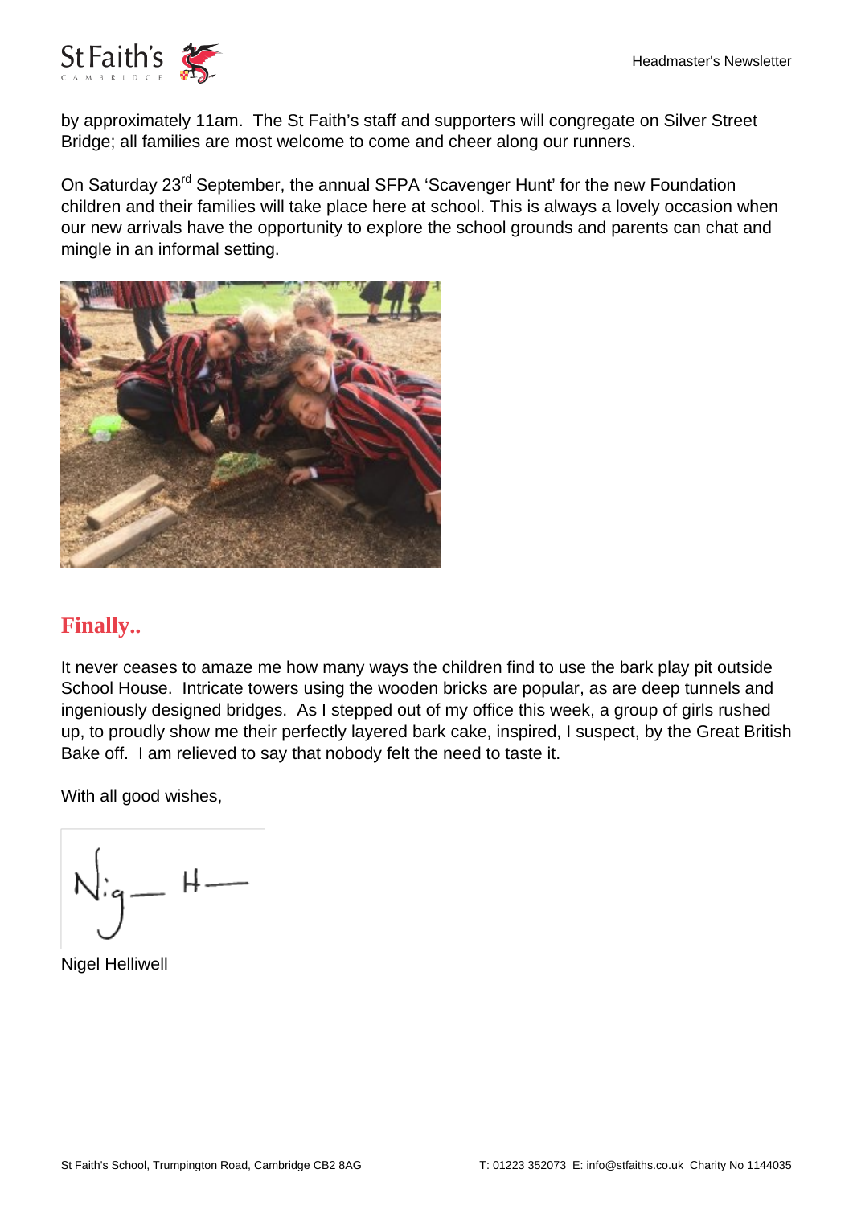by approximately 11am. The St Faith's staff and supporters will congregate on Silver Street Bridge; all families are most welcome to come and cheer along our runners.

On Saturday 23rd September, the annual SFPA 'Scavenger Hunt' for the new Foundation children and their families will take place here at school. This is always a lovely occasion when our new arrivals have the opportunity to explore the school grounds and parents can chat and mingle in an informal setting.

## Finally..

It never ceases to amaze me how many ways the children find to use the bark play pit outside School House. Intricate towers using the wooden bricks are popular, as are deep tunnels and ingeniously designed bridges. As I stepped out of my office this week, a group of girls rushed up, to proudly show me their perfectly layered bark cake, inspired, I suspect, by the Great British Bake off. I am relieved to say that nobody felt the need to taste it.

With all good wishes,

Nigel Helliwell